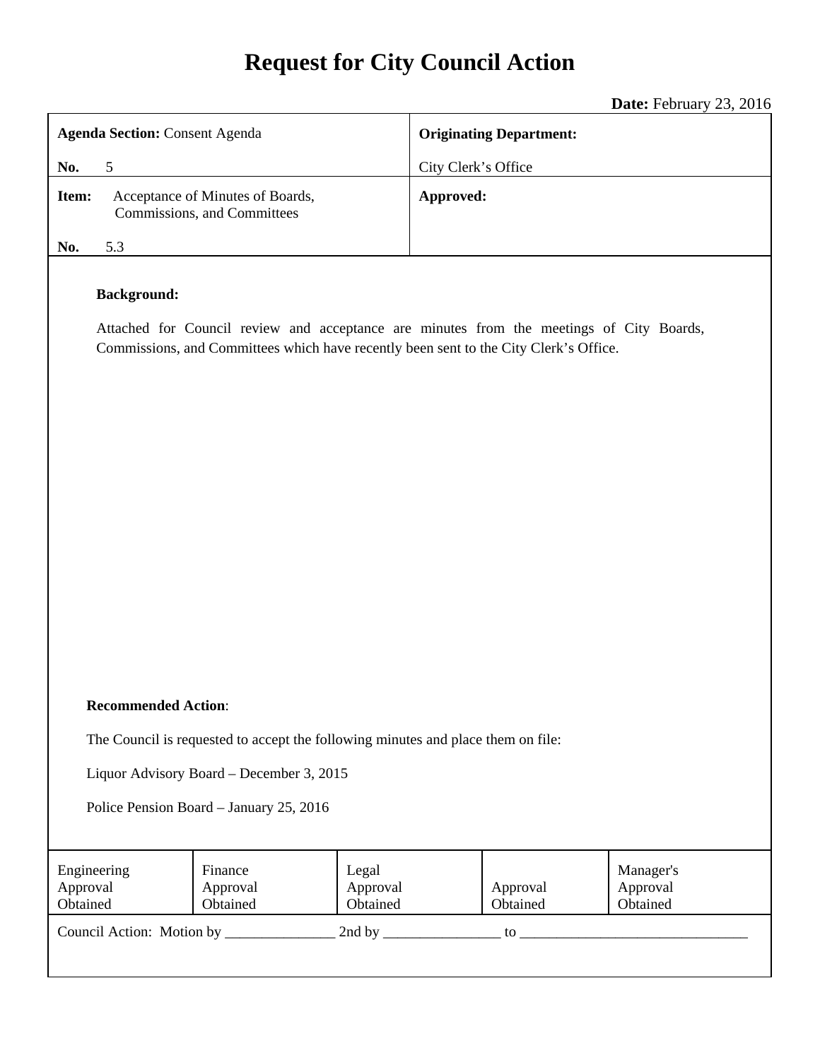# Request for City Council Action

**Date:** February 23, 2016

| **Agenda Section:** Consent Agenda<br><br>**No.** 5 | **Originating Department:**<br><br>City Clerk's Office |
|---|---|
| **Item:** Acceptance of Minutes of Boards, Commissions, and Committees<br><br>**No.** 5.3 | **Approved:** |

**Background:**

Attached for Council review and acceptance are minutes from the meetings of City Boards, Commissions, and Committees which have recently been sent to the City Clerk's Office.

**Recommended Action**:

The Council is requested to accept the following minutes and place them on file:

Liquor Advisory Board – December 3, 2015

Police Pension Board – January 25, 2016

| Engineering Approval Obtained | Finance Approval Obtained | Legal Approval Obtained | Approval Obtained | Manager's Approval Obtained |
|---|---|---|---|---|

Council Action: Motion by _______________ 2nd by ________________ to _______________________________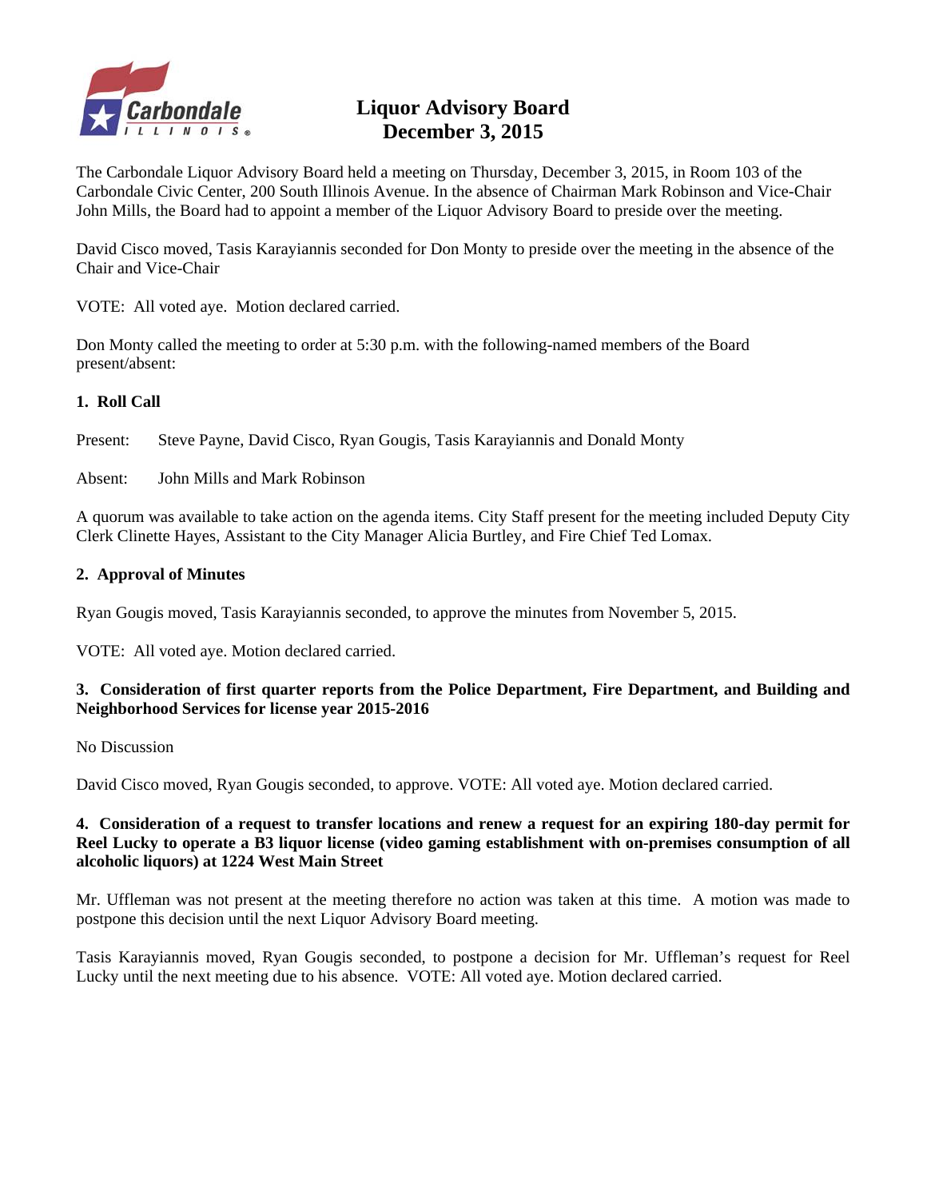# Liquor Advisory Board
# December 3, 2015

The Carbondale Liquor Advisory Board held a meeting on Thursday, December 3, 2015, in Room 103 of the Carbondale Civic Center, 200 South Illinois Avenue. In the absence of Chairman Mark Robinson and Vice-Chair John Mills, the Board had to appoint a member of the Liquor Advisory Board to preside over the meeting.

David Cisco moved, Tasis Karayiannis seconded for Don Monty to preside over the meeting in the absence of the Chair and Vice-Chair

VOTE: All voted aye. Motion declared carried.

Don Monty called the meeting to order at 5:30 p.m. with the following-named members of the Board present/absent:

**1. Roll Call**

Present: Steve Payne, David Cisco, Ryan Gougis, Tasis Karayiannis and Donald Monty

Absent: John Mills and Mark Robinson

A quorum was available to take action on the agenda items. City Staff present for the meeting included Deputy City Clerk Clinette Hayes, Assistant to the City Manager Alicia Burtley, and Fire Chief Ted Lomax.

**2. Approval of Minutes**

Ryan Gougis moved, Tasis Karayiannis seconded, to approve the minutes from November 5, 2015.

VOTE: All voted aye. Motion declared carried.

**3. Consideration of first quarter reports from the Police Department, Fire Department, and Building and Neighborhood Services for license year 2015-2016**

No Discussion

David Cisco moved, Ryan Gougis seconded, to approve. VOTE: All voted aye. Motion declared carried.

**4. Consideration of a request to transfer locations and renew a request for an expiring 180-day permit for Reel Lucky to operate a B3 liquor license (video gaming establishment with on-premises consumption of all alcoholic liquors) at 1224 West Main Street**

Mr. Uffleman was not present at the meeting therefore no action was taken at this time. A motion was made to postpone this decision until the next Liquor Advisory Board meeting.

Tasis Karayiannis moved, Ryan Gougis seconded, to postpone a decision for Mr. Uffleman's request for Reel Lucky until the next meeting due to his absence. VOTE: All voted aye. Motion declared carried.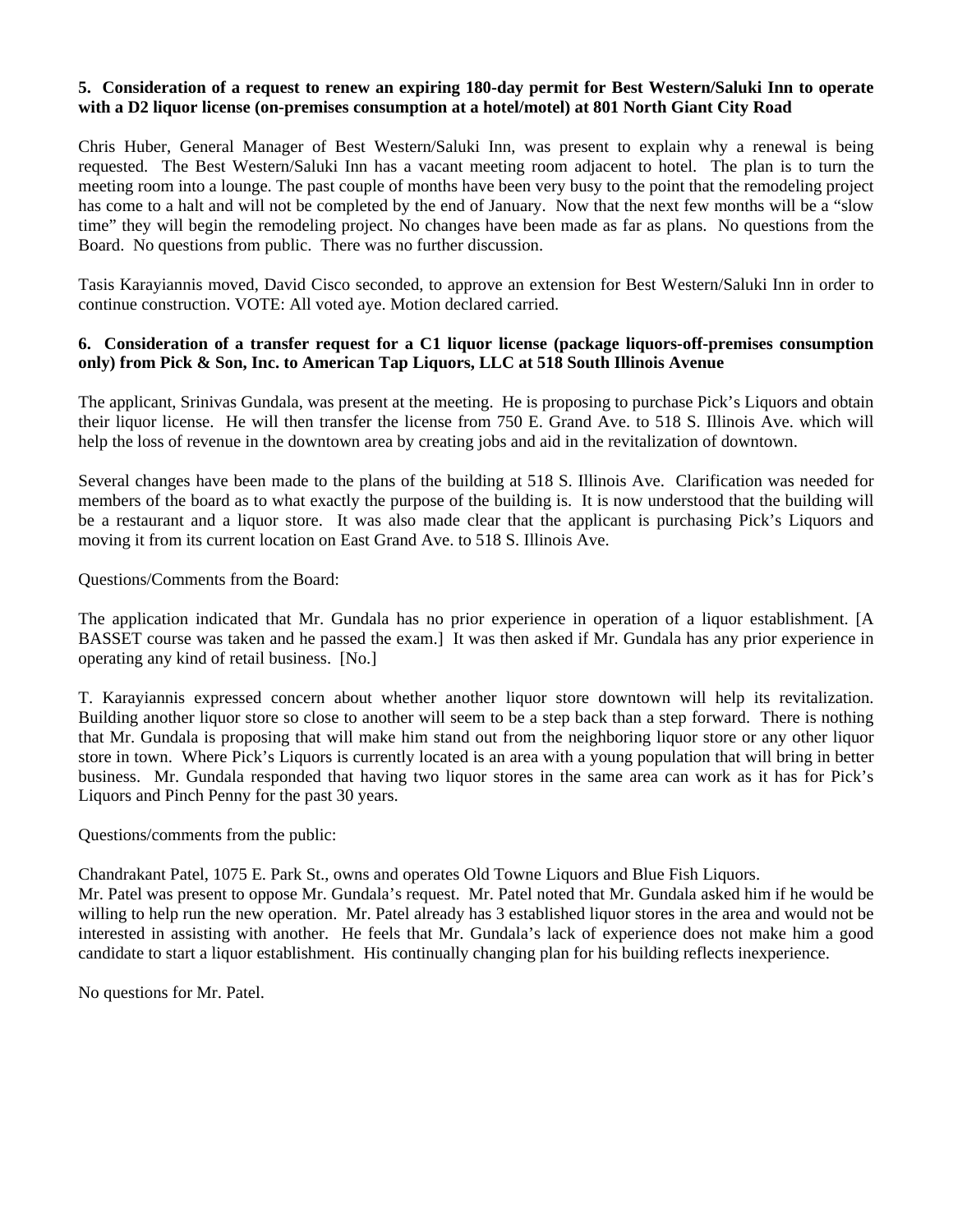**5. Consideration of a request to renew an expiring 180-day permit for Best Western/Saluki Inn to operate with a D2 liquor license (on-premises consumption at a hotel/motel) at 801 North Giant City Road**

Chris Huber, General Manager of Best Western/Saluki Inn, was present to explain why a renewal is being requested. The Best Western/Saluki Inn has a vacant meeting room adjacent to hotel. The plan is to turn the meeting room into a lounge. The past couple of months have been very busy to the point that the remodeling project has come to a halt and will not be completed by the end of January. Now that the next few months will be a "slow time" they will begin the remodeling project. No changes have been made as far as plans. No questions from the Board. No questions from public. There was no further discussion.

Tasis Karayiannis moved, David Cisco seconded, to approve an extension for Best Western/Saluki Inn in order to continue construction. VOTE: All voted aye. Motion declared carried.

**6. Consideration of a transfer request for a C1 liquor license (package liquors-off-premises consumption only) from Pick & Son, Inc. to American Tap Liquors, LLC at 518 South Illinois Avenue**

The applicant, Srinivas Gundala, was present at the meeting. He is proposing to purchase Pick's Liquors and obtain their liquor license. He will then transfer the license from 750 E. Grand Ave. to 518 S. Illinois Ave. which will help the loss of revenue in the downtown area by creating jobs and aid in the revitalization of downtown.

Several changes have been made to the plans of the building at 518 S. Illinois Ave. Clarification was needed for members of the board as to what exactly the purpose of the building is. It is now understood that the building will be a restaurant and a liquor store. It was also made clear that the applicant is purchasing Pick's Liquors and moving it from its current location on East Grand Ave. to 518 S. Illinois Ave.

Questions/Comments from the Board:

The application indicated that Mr. Gundala has no prior experience in operation of a liquor establishment. [A BASSET course was taken and he passed the exam.] It was then asked if Mr. Gundala has any prior experience in operating any kind of retail business. [No.]

T. Karayiannis expressed concern about whether another liquor store downtown will help its revitalization. Building another liquor store so close to another will seem to be a step back than a step forward. There is nothing that Mr. Gundala is proposing that will make him stand out from the neighboring liquor store or any other liquor store in town. Where Pick's Liquors is currently located is an area with a young population that will bring in better business. Mr. Gundala responded that having two liquor stores in the same area can work as it has for Pick's Liquors and Pinch Penny for the past 30 years.

Questions/comments from the public:

Chandrakant Patel, 1075 E. Park St., owns and operates Old Towne Liquors and Blue Fish Liquors.
Mr. Patel was present to oppose Mr. Gundala's request. Mr. Patel noted that Mr. Gundala asked him if he would be willing to help run the new operation. Mr. Patel already has 3 established liquor stores in the area and would not be interested in assisting with another. He feels that Mr. Gundala's lack of experience does not make him a good candidate to start a liquor establishment. His continually changing plan for his building reflects inexperience.

No questions for Mr. Patel.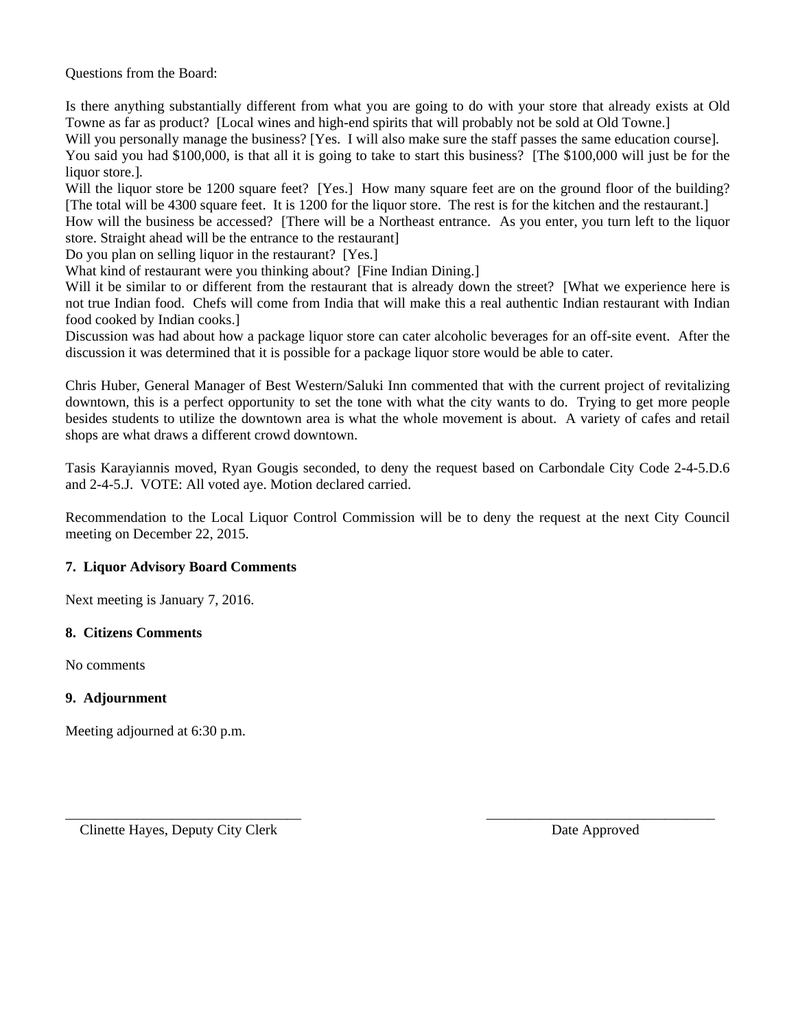Questions from the Board:

Is there anything substantially different from what you are going to do with your store that already exists at Old Towne as far as product? [Local wines and high-end spirits that will probably not be sold at Old Towne.]
Will you personally manage the business? [Yes. I will also make sure the staff passes the same education course].
You said you had $100,000, is that all it is going to take to start this business? [The $100,000 will just be for the liquor store.].
Will the liquor store be 1200 square feet? [Yes.] How many square feet are on the ground floor of the building? [The total will be 4300 square feet. It is 1200 for the liquor store. The rest is for the kitchen and the restaurant.]
How will the business be accessed? [There will be a Northeast entrance. As you enter, you turn left to the liquor store. Straight ahead will be the entrance to the restaurant]
Do you plan on selling liquor in the restaurant? [Yes.]
What kind of restaurant were you thinking about? [Fine Indian Dining.]
Will it be similar to or different from the restaurant that is already down the street? [What we experience here is not true Indian food. Chefs will come from India that will make this a real authentic Indian restaurant with Indian food cooked by Indian cooks.]
Discussion was had about how a package liquor store can cater alcoholic beverages for an off-site event. After the discussion it was determined that it is possible for a package liquor store would be able to cater.

Chris Huber, General Manager of Best Western/Saluki Inn commented that with the current project of revitalizing downtown, this is a perfect opportunity to set the tone with what the city wants to do. Trying to get more people besides students to utilize the downtown area is what the whole movement is about. A variety of cafes and retail shops are what draws a different crowd downtown.

Tasis Karayiannis moved, Ryan Gougis seconded, to deny the request based on Carbondale City Code 2-4-5.D.6 and 2-4-5.J. VOTE: All voted aye. Motion declared carried.

Recommendation to the Local Liquor Control Commission will be to deny the request at the next City Council meeting on December 22, 2015.

**7. Liquor Advisory Board Comments**

Next meeting is January 7, 2016.

**8. Citizens Comments**

No comments

**9. Adjournment**

Meeting adjourned at 6:30 p.m.

\_\_\_\_\_\_\_\_\_\_\_\_\_\_\_\_\_\_\_\_\_\_\_\_\_\_\_\_\_\_\_\_\_\_
Clinette Hayes, Deputy City Clerk

\_\_\_\_\_\_\_\_\_\_\_\_\_\_\_\_\_\_\_\_\_\_\_\_\_\_\_\_\_\_\_\_\_\_
Date Approved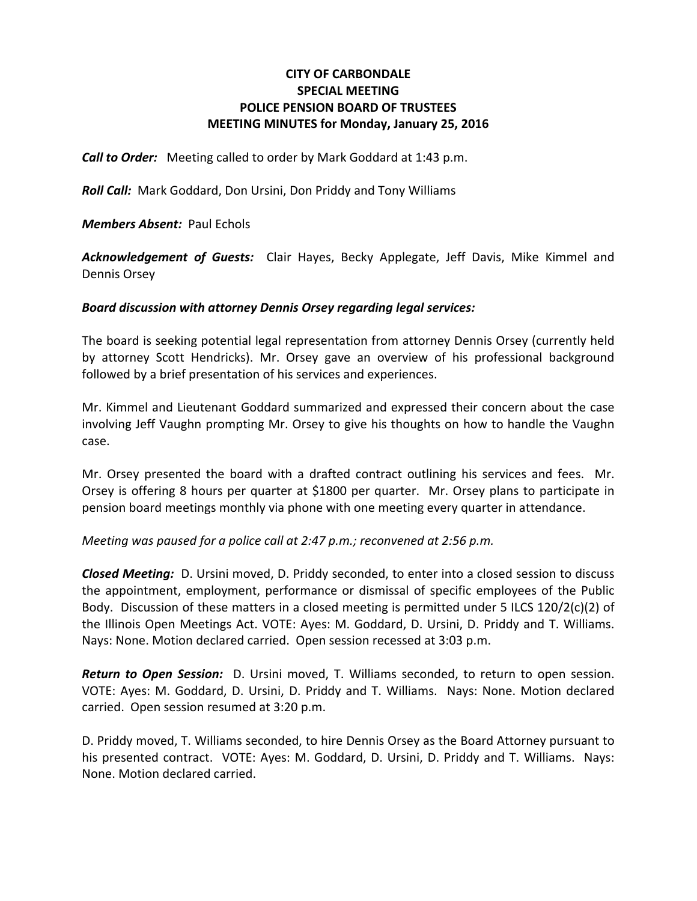# CITY OF CARBONDALE
## SPECIAL MEETING
## POLICE PENSION BOARD OF TRUSTEES
## MEETING MINUTES for Monday, January 25, 2016

***Call to Order:*** Meeting called to order by Mark Goddard at 1:43 p.m.

***Roll Call:*** Mark Goddard, Don Ursini, Don Priddy and Tony Williams

***Members Absent:*** Paul Echols

***Acknowledgement of Guests:*** Clair Hayes, Becky Applegate, Jeff Davis, Mike Kimmel and Dennis Orsey

***Board discussion with attorney Dennis Orsey regarding legal services:***

The board is seeking potential legal representation from attorney Dennis Orsey (currently held by attorney Scott Hendricks). Mr. Orsey gave an overview of his professional background followed by a brief presentation of his services and experiences.

Mr. Kimmel and Lieutenant Goddard summarized and expressed their concern about the case involving Jeff Vaughn prompting Mr. Orsey to give his thoughts on how to handle the Vaughn case.

Mr. Orsey presented the board with a drafted contract outlining his services and fees. Mr. Orsey is offering 8 hours per quarter at $1800 per quarter. Mr. Orsey plans to participate in pension board meetings monthly via phone with one meeting every quarter in attendance.

*Meeting was paused for a police call at 2:47 p.m.; reconvened at 2:56 p.m.*

***Closed Meeting:*** D. Ursini moved, D. Priddy seconded, to enter into a closed session to discuss the appointment, employment, performance or dismissal of specific employees of the Public Body. Discussion of these matters in a closed meeting is permitted under 5 ILCS 120/2(c)(2) of the Illinois Open Meetings Act. VOTE: Ayes: M. Goddard, D. Ursini, D. Priddy and T. Williams. Nays: None. Motion declared carried. Open session recessed at 3:03 p.m.

***Return to Open Session:*** D. Ursini moved, T. Williams seconded, to return to open session. VOTE: Ayes: M. Goddard, D. Ursini, D. Priddy and T. Williams. Nays: None. Motion declared carried. Open session resumed at 3:20 p.m.

D. Priddy moved, T. Williams seconded, to hire Dennis Orsey as the Board Attorney pursuant to his presented contract. VOTE: Ayes: M. Goddard, D. Ursini, D. Priddy and T. Williams. Nays: None. Motion declared carried.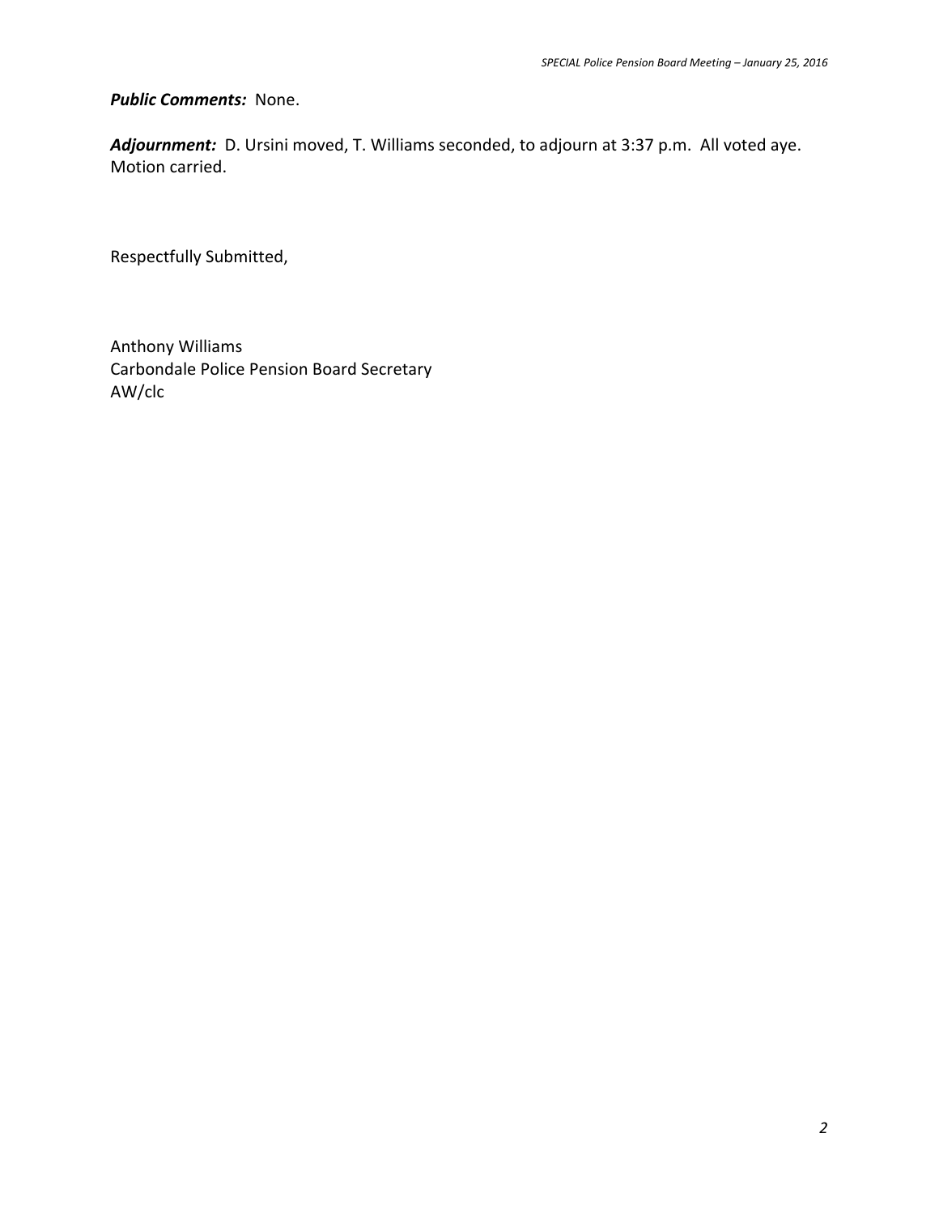***Public Comments:*** None.

***Adjournment:*** D. Ursini moved, T. Williams seconded, to adjourn at 3:37 p.m. All voted aye. Motion carried.

Respectfully Submitted,

Anthony Williams
Carbondale Police Pension Board Secretary
AW/clc